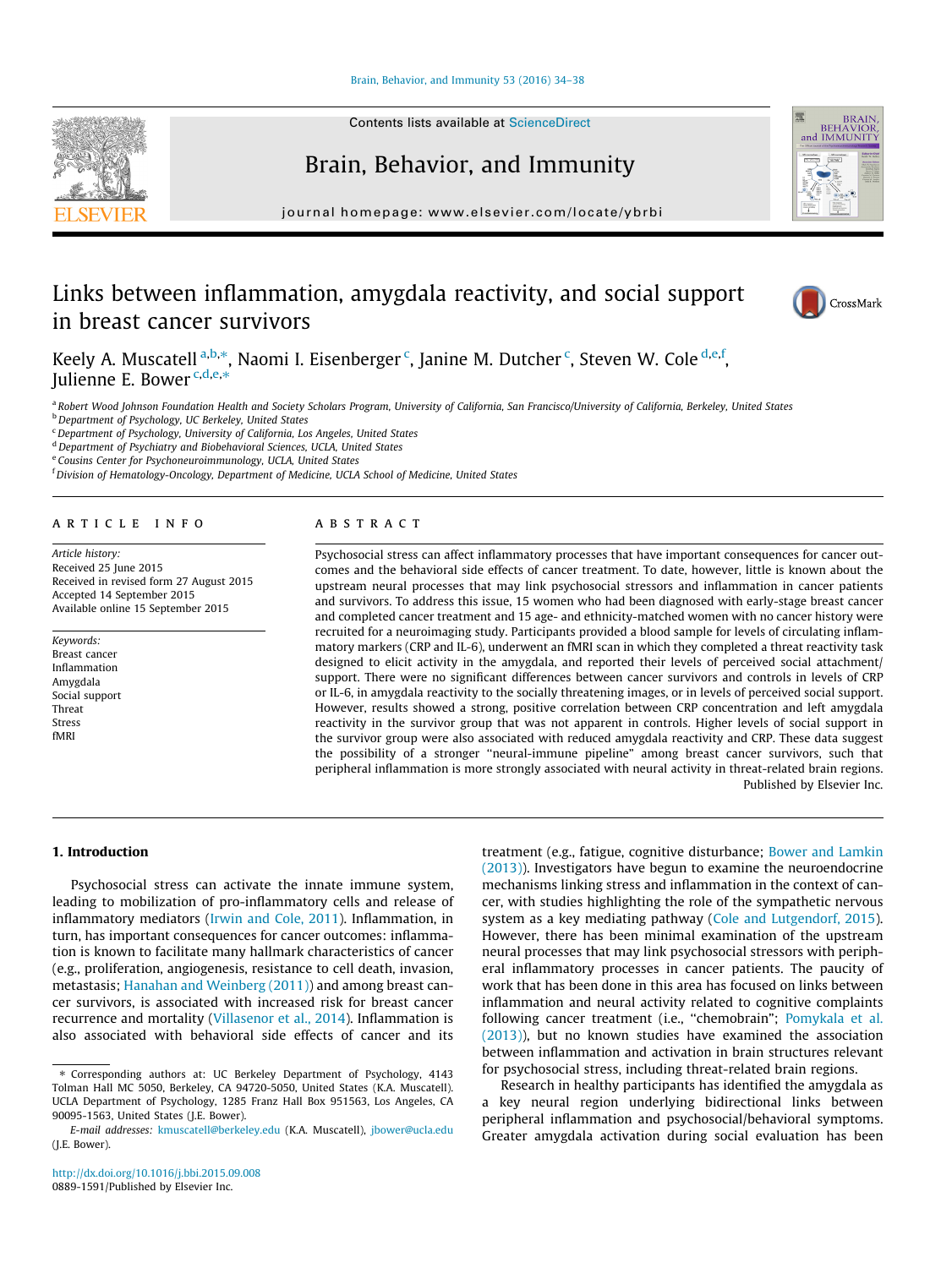# Links between inflammation, amygdala reactivity, and social support in breast cancer survivors

Keely A. Muscatell [a,b,*], Naomi I. Eisenberger [c], Janine M. Dutcher [c], Steven W. Cole [d,e,f], Julienne E. Bower [c,d,e,*]

[a] Robert Wood Johnson Foundation Health and Society Scholars Program, University of California, San Francisco/University of California, Berkeley, United States
[b] Department of Psychology, UC Berkeley, United States
[c] Department of Psychology, University of California, Los Angeles, United States
[d] Department of Psychiatry and Biobehavioral Sciences, UCLA, United States
[e] Cousins Center for Psychoneuroimmunology, UCLA, United States
[f] Division of Hematology-Oncology, Department of Medicine, UCLA School of Medicine, United States

## ARTICLE INFO

*Article history:*
Received 25 June 2015
Received in revised form 27 August 2015
Accepted 14 September 2015
Available online 15 September 2015

*Keywords:*
Breast cancer
Inflammation
Amygdala
Social support
Threat
Stress
fMRI

## ABSTRACT

Psychosocial stress can affect inflammatory processes that have important consequences for cancer outcomes and the behavioral side effects of cancer treatment. To date, however, little is known about the upstream neural processes that may link psychosocial stressors and inflammation in cancer patients and survivors. To address this issue, 15 women who had been diagnosed with early-stage breast cancer and completed cancer treatment and 15 age- and ethnicity-matched women with no cancer history were recruited for a neuroimaging study. Participants provided a blood sample for levels of circulating inflammatory markers (CRP and IL-6), underwent an fMRI scan in which they completed a threat reactivity task designed to elicit activity in the amygdala, and reported their levels of perceived social attachment/support. There were no significant differences between cancer survivors and controls in levels of CRP or IL-6, in amygdala reactivity to the socially threatening images, or in levels of perceived social support. However, results showed a strong, positive correlation between CRP concentration and left amygdala reactivity in the survivor group that was not apparent in controls. Higher levels of social support in the survivor group were also associated with reduced amygdala reactivity and CRP. These data suggest the possibility of a stronger "neural-immune pipeline" among breast cancer survivors, such that peripheral inflammation is more strongly associated with neural activity in threat-related brain regions.

Published by Elsevier Inc.

## 1. Introduction

Psychosocial stress can activate the innate immune system, leading to mobilization of pro-inflammatory cells and release of inflammatory mediators (Irwin and Cole, 2011). Inflammation, in turn, has important consequences for cancer outcomes: inflammation is known to facilitate many hallmark characteristics of cancer (e.g., proliferation, angiogenesis, resistance to cell death, invasion, metastasis; Hanahan and Weinberg (2011)) and among breast cancer survivors, is associated with increased risk for breast cancer recurrence and mortality (Villasenor et al., 2014). Inflammation is also associated with behavioral side effects of cancer and its treatment (e.g., fatigue, cognitive disturbance; Bower and Lamkin (2013)). Investigators have begun to examine the neuroendocrine mechanisms linking stress and inflammation in the context of cancer, with studies highlighting the role of the sympathetic nervous system as a key mediating pathway (Cole and Lutgendorf, 2015). However, there has been minimal examination of the upstream neural processes that may link psychosocial stressors with peripheral inflammatory processes in cancer patients. The paucity of work that has been done in this area has focused on links between inflammation and neural activity related to cognitive complaints following cancer treatment (i.e., "chemobrain"; Pomykala et al. (2013)), but no known studies have examined the association between inflammation and activation in brain structures relevant for psychosocial stress, including threat-related brain regions.

Research in healthy participants has identified the amygdala as a key neural region underlying bidirectional links between peripheral inflammation and psychosocial/behavioral symptoms. Greater amygdala activation during social evaluation has been

---

* Corresponding authors at: UC Berkeley Department of Psychology, 4143 Tolman Hall MC 5050, Berkeley, CA 94720-5050, United States (K.A. Muscatell). UCLA Department of Psychology, 1285 Franz Hall Box 951563, Los Angeles, CA 90095-1563, United States (J.E. Bower).

*E-mail addresses:* kmuscatell@berkeley.edu (K.A. Muscatell), jbower@ucla.edu (J.E. Bower).

http://dx.doi.org/10.1016/j.bbi.2015.09.008
0889-1591/Published by Elsevier Inc.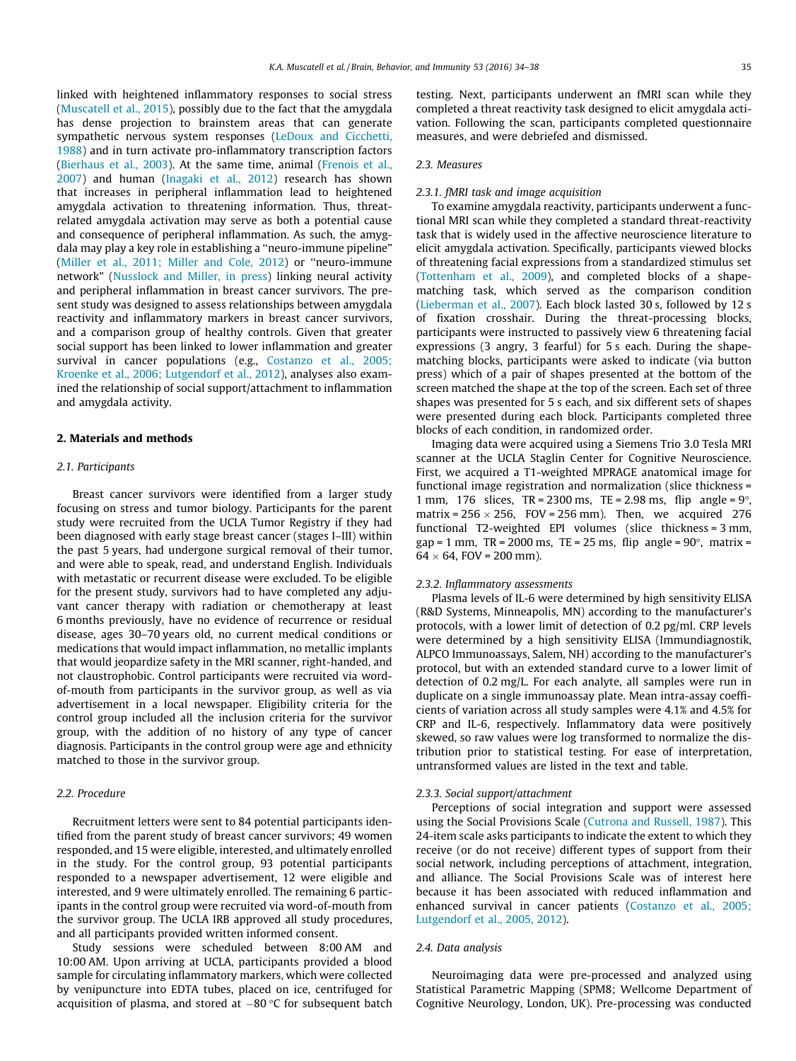linked with heightened inflammatory responses to social stress (Muscatell et al., 2015), possibly due to the fact that the amygdala has dense projection to brainstem areas that can generate sympathetic nervous system responses (LeDoux and Cicchetti, 1988) and in turn activate pro-inflammatory transcription factors (Bierhaus et al., 2003). At the same time, animal (Frenois et al., 2007) and human (Inagaki et al., 2012) research has shown that increases in peripheral inflammation lead to heightened amygdala activation to threatening information. Thus, threat-related amygdala activation may serve as both a potential cause and consequence of peripheral inflammation. As such, the amygdala may play a key role in establishing a "neuro-immune pipeline" (Miller et al., 2011; Miller and Cole, 2012) or "neuro-immune network" (Nusslock and Miller, in press) linking neural activity and peripheral inflammation in breast cancer survivors. The present study was designed to assess relationships between amygdala reactivity and inflammatory markers in breast cancer survivors, and a comparison group of healthy controls. Given that greater social support has been linked to lower inflammation and greater survival in cancer populations (e.g., Costanzo et al., 2005; Kroenke et al., 2006; Lutgendorf et al., 2012), analyses also examined the relationship of social support/attachment to inflammation and amygdala activity.

## 2. Materials and methods

### 2.1. Participants

Breast cancer survivors were identified from a larger study focusing on stress and tumor biology. Participants for the parent study were recruited from the UCLA Tumor Registry if they had been diagnosed with early stage breast cancer (stages I–III) within the past 5 years, had undergone surgical removal of their tumor, and were able to speak, read, and understand English. Individuals with metastatic or recurrent disease were excluded. To be eligible for the present study, survivors had to have completed any adjuvant cancer therapy with radiation or chemotherapy at least 6 months previously, have no evidence of recurrence or residual disease, ages 30–70 years old, no current medical conditions or medications that would impact inflammation, no metallic implants that would jeopardize safety in the MRI scanner, right-handed, and not claustrophobic. Control participants were recruited via word-of-mouth from participants in the survivor group, as well as via advertisement in a local newspaper. Eligibility criteria for the control group included all the inclusion criteria for the survivor group, with the addition of no history of any type of cancer diagnosis. Participants in the control group were age and ethnicity matched to those in the survivor group.

### 2.2. Procedure

Recruitment letters were sent to 84 potential participants identified from the parent study of breast cancer survivors; 49 women responded, and 15 were eligible, interested, and ultimately enrolled in the study. For the control group, 93 potential participants responded to a newspaper advertisement, 12 were eligible and interested, and 9 were ultimately enrolled. The remaining 6 participants in the control group were recruited via word-of-mouth from the survivor group. The UCLA IRB approved all study procedures, and all participants provided written informed consent.

Study sessions were scheduled between 8:00 AM and 10:00 AM. Upon arriving at UCLA, participants provided a blood sample for circulating inflammatory markers, which were collected by venipuncture into EDTA tubes, placed on ice, centrifuged for acquisition of plasma, and stored at −80 °C for subsequent batch testing. Next, participants underwent an fMRI scan while they completed a threat reactivity task designed to elicit amygdala activation. Following the scan, participants completed questionnaire measures, and were debriefed and dismissed.

### 2.3. Measures

#### 2.3.1. fMRI task and image acquisition

To examine amygdala reactivity, participants underwent a functional MRI scan while they completed a standard threat-reactivity task that is widely used in the affective neuroscience literature to elicit amygdala activation. Specifically, participants viewed blocks of threatening facial expressions from a standardized stimulus set (Tottenham et al., 2009), and completed blocks of a shape-matching task, which served as the comparison condition (Lieberman et al., 2007). Each block lasted 30 s, followed by 12 s of fixation crosshair. During the threat-processing blocks, participants were instructed to passively view 6 threatening facial expressions (3 angry, 3 fearful) for 5 s each. During the shape-matching blocks, participants were asked to indicate (via button press) which of a pair of shapes presented at the bottom of the screen matched the shape at the top of the screen. Each set of three shapes was presented for 5 s each, and six different sets of shapes were presented during each block. Participants completed three blocks of each condition, in randomized order.

Imaging data were acquired using a Siemens Trio 3.0 Tesla MRI scanner at the UCLA Staglin Center for Cognitive Neuroscience. First, we acquired a T1-weighted MPRAGE anatomical image for functional image registration and normalization (slice thickness = 1 mm, 176 slices, TR = 2300 ms, TE = 2.98 ms, flip angle = 9°, matrix = $256 \times 256$, FOV = 256 mm). Then, we acquired 276 functional T2-weighted EPI volumes (slice thickness = 3 mm, gap = 1 mm, TR = 2000 ms, TE = 25 ms, flip angle = 90°, matrix = $64 \times 64$, FOV = 200 mm).

#### 2.3.2. Inflammatory assessments

Plasma levels of IL-6 were determined by high sensitivity ELISA (R&D Systems, Minneapolis, MN) according to the manufacturer's protocols, with a lower limit of detection of 0.2 pg/ml. CRP levels were determined by a high sensitivity ELISA (Immundiagnostik, ALPCO Immunoassays, Salem, NH) according to the manufacturer's protocol, but with an extended standard curve to a lower limit of detection of 0.2 mg/L. For each analyte, all samples were run in duplicate on a single immunoassay plate. Mean intra-assay coefficients of variation across all study samples were 4.1% and 4.5% for CRP and IL-6, respectively. Inflammatory data were positively skewed, so raw values were log transformed to normalize the distribution prior to statistical testing. For ease of interpretation, untransformed values are listed in the text and table.

#### 2.3.3. Social support/attachment

Perceptions of social integration and support were assessed using the Social Provisions Scale (Cutrona and Russell, 1987). This 24-item scale asks participants to indicate the extent to which they receive (or do not receive) different types of support from their social network, including perceptions of attachment, integration, and alliance. The Social Provisions Scale was of interest here because it has been associated with reduced inflammation and enhanced survival in cancer patients (Costanzo et al., 2005; Lutgendorf et al., 2005, 2012).

### 2.4. Data analysis

Neuroimaging data were pre-processed and analyzed using Statistical Parametric Mapping (SPM8; Wellcome Department of Cognitive Neurology, London, UK). Pre-processing was conducted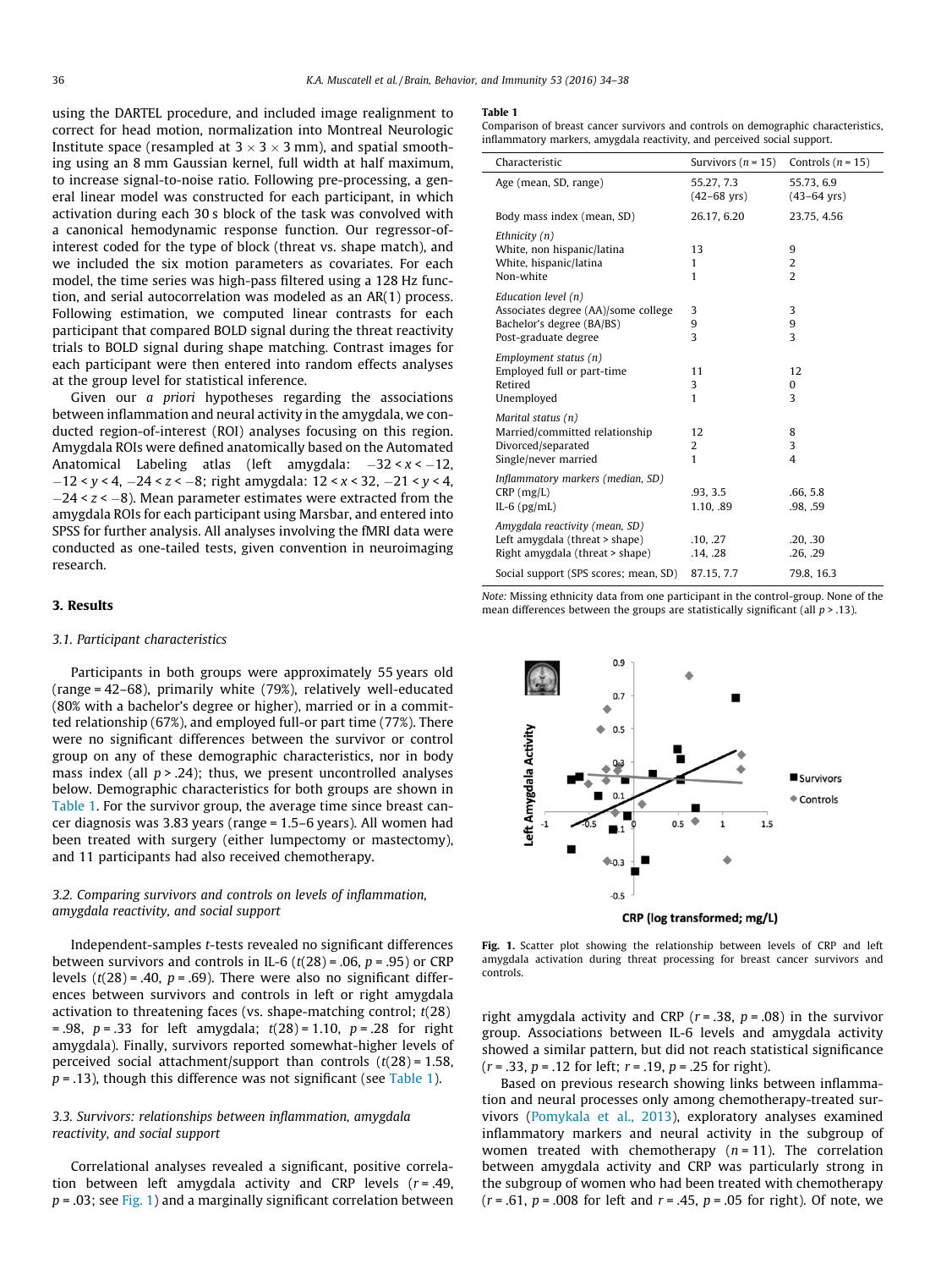using the DARTEL procedure, and included image realignment to correct for head motion, normalization into Montreal Neurologic Institute space (resampled at $3 \times 3 \times 3$ mm), and spatial smoothing using an 8 mm Gaussian kernel, full width at half maximum, to increase signal-to-noise ratio. Following pre-processing, a general linear model was constructed for each participant, in which activation during each 30 s block of the task was convolved with a canonical hemodynamic response function. Our regressor-of-interest coded for the type of block (threat vs. shape match), and we included the six motion parameters as covariates. For each model, the time series was high-pass filtered using a 128 Hz function, and serial autocorrelation was modeled as an AR(1) process. Following estimation, we computed linear contrasts for each participant that compared BOLD signal during the threat reactivity trials to BOLD signal during shape matching. Contrast images for each participant were then entered into random effects analyses at the group level for statistical inference.

Given our *a priori* hypotheses regarding the associations between inflammation and neural activity in the amygdala, we conducted region-of-interest (ROI) analyses focusing on this region. Amygdala ROIs were defined anatomically based on the Automated Anatomical Labeling atlas (left amygdala: $-32 < x < -12$, $-12 < y < 4$, $-24 < z < -8$; right amygdala: $12 < x < 32$, $-21 < y < 4$, $-24 < z < -8$). Mean parameter estimates were extracted from the amygdala ROIs for each participant using Marsbar, and entered into SPSS for further analysis. All analyses involving the fMRI data were conducted as one-tailed tests, given convention in neuroimaging research.

## 3. Results

### 3.1. Participant characteristics

Participants in both groups were approximately 55 years old (range = 42–68), primarily white (79%), relatively well-educated (80% with a bachelor's degree or higher), married or in a committed relationship (67%), and employed full-or part time (77%). There were no significant differences between the survivor or control group on any of these demographic characteristics, nor in body mass index (all $p > .24$); thus, we present uncontrolled analyses below. Demographic characteristics for both groups are shown in Table 1. For the survivor group, the average time since breast cancer diagnosis was 3.83 years (range = 1.5–6 years). All women had been treated with surgery (either lumpectomy or mastectomy), and 11 participants had also received chemotherapy.

### 3.2. Comparing survivors and controls on levels of inflammation, amygdala reactivity, and social support

Independent-samples *t*-tests revealed no significant differences between survivors and controls in IL-6 ($t(28) = .06$, $p = .95$) or CRP levels ($t(28) = .40$, $p = .69$). There were also no significant differences between survivors and controls in left or right amygdala activation to threatening faces (vs. shape-matching control; $t(28) = .98$, $p = .33$ for left amygdala; $t(28) = 1.10$, $p = .28$ for right amygdala). Finally, survivors reported somewhat-higher levels of perceived social attachment/support than controls ($t(28) = 1.58$, $p = .13$), though this difference was not significant (see Table 1).

### 3.3. Survivors: relationships between inflammation, amygdala reactivity, and social support

Correlational analyses revealed a significant, positive correlation between left amygdala activity and CRP levels ($r = .49$, $p = .03$; see Fig. 1) and a marginally significant correlation between right amygdala activity and CRP ($r = .38$, $p = .08$) in the survivor group. Associations between IL-6 levels and amygdala activity showed a similar pattern, but did not reach statistical significance ($r = .33$, $p = .12$ for left; $r = .19$, $p = .25$ for right).

Based on previous research showing links between inflammation and neural processes only among chemotherapy-treated survivors (Pomykala et al., 2013), exploratory analyses examined inflammatory markers and neural activity in the subgroup of women treated with chemotherapy ($n = 11$). The correlation between amygdala activity and CRP was particularly strong in the subgroup of women who had been treated with chemotherapy ($r = .61$, $p = .008$ for left and $r = .45$, $p = .05$ for right). Of note, we

**Table 1**
Comparison of breast cancer survivors and controls on demographic characteristics, inflammatory markers, amygdala reactivity, and perceived social support.

| Characteristic | Survivors ($n = 15$) | Controls ($n = 15$) |
|---|---|---|
| Age (mean, SD, range) | 55.27, 7.3 (42–68 yrs) | 55.73, 6.9 (43–64 yrs) |
| Body mass index (mean, SD) | 26.17, 6.20 | 23.75, 4.56 |
| *Ethnicity (n)* | | |
| White, non hispanic/latina | 13 | 9 |
| White, hispanic/latina | 1 | 2 |
| Non-white | 1 | 2 |
| *Education level (n)* | | |
| Associates degree (AA)/some college | 3 | 3 |
| Bachelor's degree (BA/BS) | 9 | 9 |
| Post-graduate degree | 3 | 3 |
| *Employment status (n)* | | |
| Employed full or part-time | 11 | 12 |
| Retired | 3 | 0 |
| Unemployed | 1 | 3 |
| *Marital status (n)* | | |
| Married/committed relationship | 12 | 8 |
| Divorced/separated | 2 | 3 |
| Single/never married | 1 | 4 |
| *Inflammatory markers (median, SD)* | | |
| CRP (mg/L) | .93, 3.5 | .66, 5.8 |
| IL-6 (pg/mL) | 1.10, .89 | .98, .59 |
| *Amygdala reactivity (mean, SD)* | | |
| Left amygdala (threat > shape) | .10, .27 | .20, .30 |
| Right amygdala (threat > shape) | .14, .28 | .26, .29 |
| Social support (SPS scores; mean, SD) | 87.15, 7.7 | 79.8, 16.3 |

*Note:* Missing ethnicity data from one participant in the control-group. None of the mean differences between the groups are statistically significant (all $p > .13$).

**Fig. 1.** Scatter plot showing the relationship between levels of CRP and left amygdala activation during threat processing for breast cancer survivors and controls.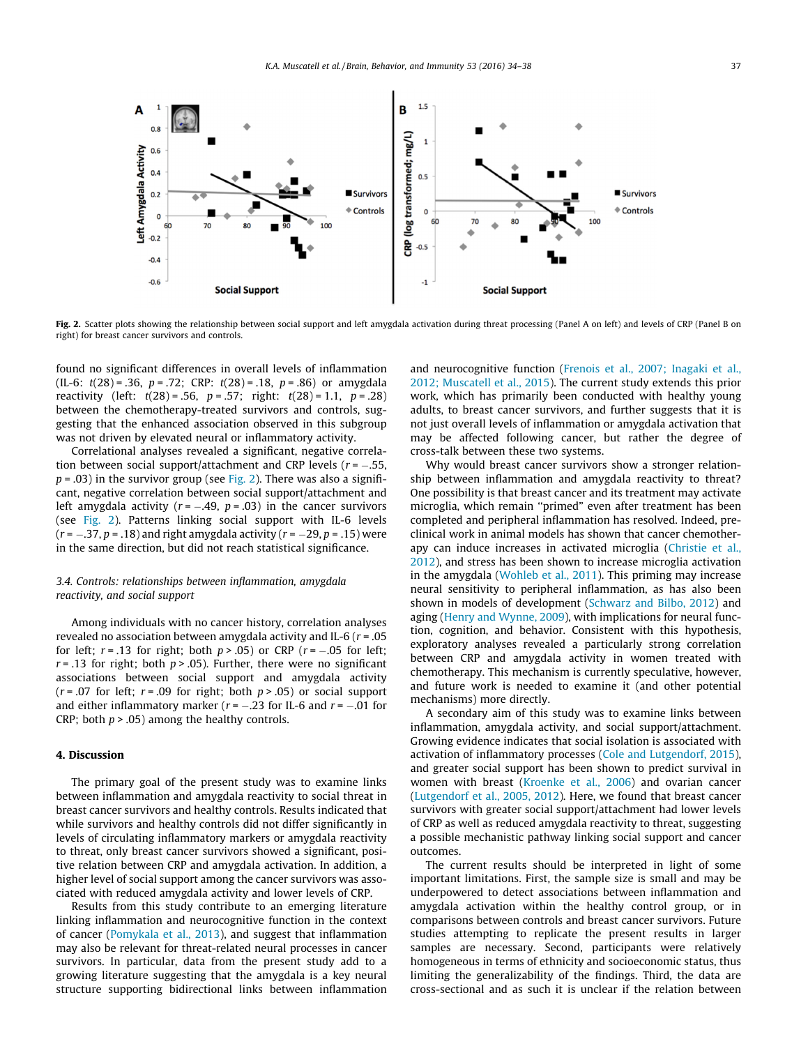Fig. 2. Scatter plots showing the relationship between social support and left amygdala activation during threat processing (Panel A on left) and levels of CRP (Panel B on right) for breast cancer survivors and controls.

found no significant differences in overall levels of inflammation (IL-6: $t(28) = .36$, $p = .72$; CRP: $t(28) = .18$, $p = .86$) or amygdala reactivity (left: $t(28) = .56$, $p = .57$; right: $t(28) = 1.1$, $p = .28$) between the chemotherapy-treated survivors and controls, suggesting that the enhanced association observed in this subgroup was not driven by elevated neural or inflammatory activity.

Correlational analyses revealed a significant, negative correlation between social support/attachment and CRP levels ($r = -.55$, $p = .03$) in the survivor group (see Fig. 2). There was also a significant, negative correlation between social support/attachment and left amygdala activity ($r = -.49$, $p = .03$) in the cancer survivors (see Fig. 2). Patterns linking social support with IL-6 levels ($r = -.37$, $p = .18$) and right amygdala activity ($r = -29$, $p = .15$) were in the same direction, but did not reach statistical significance.

### 3.4. Controls: relationships between inflammation, amygdala reactivity, and social support

Among individuals with no cancer history, correlation analyses revealed no association between amygdala activity and IL-6 ($r = .05$ for left; $r = .13$ for right; both $p > .05$) or CRP ($r = -.05$ for left; $r = .13$ for right; both $p > .05$). Further, there were no significant associations between social support and amygdala activity ($r = .07$ for left; $r = .09$ for right; both $p > .05$) or social support and either inflammatory marker ($r = -.23$ for IL-6 and $r = -.01$ for CRP; both $p > .05$) among the healthy controls.

## 4. Discussion

The primary goal of the present study was to examine links between inflammation and amygdala reactivity to social threat in breast cancer survivors and healthy controls. Results indicated that while survivors and healthy controls did not differ significantly in levels of circulating inflammatory markers or amygdala reactivity to threat, only breast cancer survivors showed a significant, positive relation between CRP and amygdala activation. In addition, a higher level of social support among the cancer survivors was associated with reduced amygdala activity and lower levels of CRP.

Results from this study contribute to an emerging literature linking inflammation and neurocognitive function in the context of cancer (Pomykala et al., 2013), and suggest that inflammation may also be relevant for threat-related neural processes in cancer survivors. In particular, data from the present study add to a growing literature suggesting that the amygdala is a key neural structure supporting bidirectional links between inflammation and neurocognitive function (Frenois et al., 2007; Inagaki et al., 2012; Muscatell et al., 2015). The current study extends this prior work, which has primarily been conducted with healthy young adults, to breast cancer survivors, and further suggests that it is not just overall levels of inflammation or amygdala activation that may be affected following cancer, but rather the degree of cross-talk between these two systems.

Why would breast cancer survivors show a stronger relationship between inflammation and amygdala reactivity to threat? One possibility is that breast cancer and its treatment may activate microglia, which remain "primed" even after treatment has been completed and peripheral inflammation has resolved. Indeed, preclinical work in animal models has shown that cancer chemotherapy can induce increases in activated microglia (Christie et al., 2012), and stress has been shown to increase microglia activation in the amygdala (Wohleb et al., 2011). This priming may increase neural sensitivity to peripheral inflammation, as has also been shown in models of development (Schwarz and Bilbo, 2012) and aging (Henry and Wynne, 2009), with implications for neural function, cognition, and behavior. Consistent with this hypothesis, exploratory analyses revealed a particularly strong correlation between CRP and amygdala activity in women treated with chemotherapy. This mechanism is currently speculative, however, and future work is needed to examine it (and other potential mechanisms) more directly.

A secondary aim of this study was to examine links between inflammation, amygdala activity, and social support/attachment. Growing evidence indicates that social isolation is associated with activation of inflammatory processes (Cole and Lutgendorf, 2015), and greater social support has been shown to predict survival in women with breast (Kroenke et al., 2006) and ovarian cancer (Lutgendorf et al., 2005, 2012). Here, we found that breast cancer survivors with greater social support/attachment had lower levels of CRP as well as reduced amygdala reactivity to threat, suggesting a possible mechanistic pathway linking social support and cancer outcomes.

The current results should be interpreted in light of some important limitations. First, the sample size is small and may be underpowered to detect associations between inflammation and amygdala activation within the healthy control group, or in comparisons between controls and breast cancer survivors. Future studies attempting to replicate the present results in larger samples are necessary. Second, participants were relatively homogeneous in terms of ethnicity and socioeconomic status, thus limiting the generalizability of the findings. Third, the data are cross-sectional and as such it is unclear if the relation between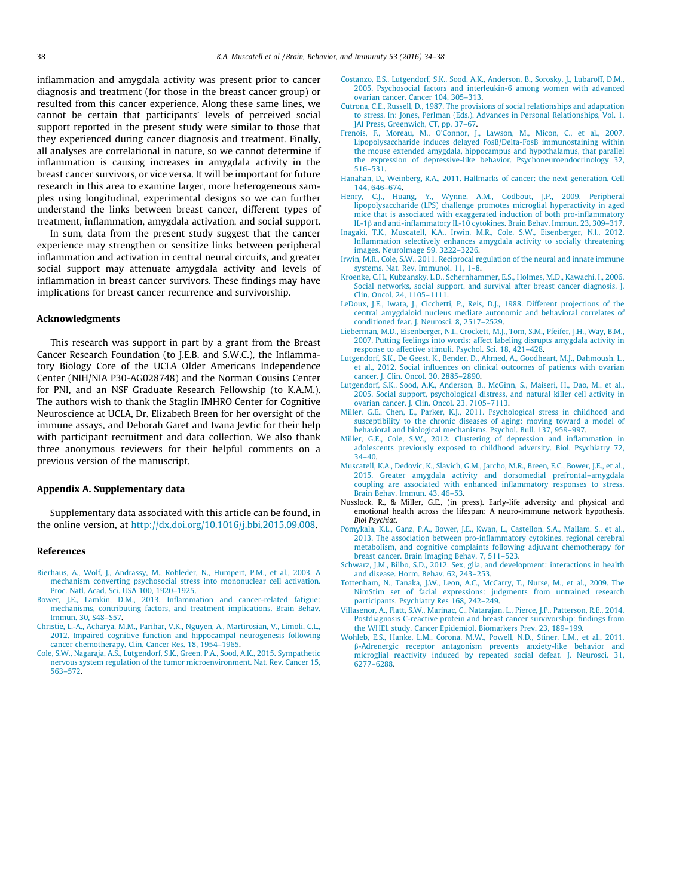inflammation and amygdala activity was present prior to cancer diagnosis and treatment (for those in the breast cancer group) or resulted from this cancer experience. Along these same lines, we cannot be certain that participants' levels of perceived social support reported in the present study were similar to those that they experienced during cancer diagnosis and treatment. Finally, all analyses are correlational in nature, so we cannot determine if inflammation is causing increases in amygdala activity in the breast cancer survivors, or vice versa. It will be important for future research in this area to examine larger, more heterogeneous samples using longitudinal, experimental designs so we can further understand the links between breast cancer, different types of treatment, inflammation, amygdala activation, and social support.

In sum, data from the present study suggest that the cancer experience may strengthen or sensitize links between peripheral inflammation and activation in central neural circuits, and greater social support may attenuate amygdala activity and levels of inflammation in breast cancer survivors. These findings may have implications for breast cancer recurrence and survivorship.

## Acknowledgments

This research was support in part by a grant from the Breast Cancer Research Foundation (to J.E.B. and S.W.C.), the Inflammatory Biology Core of the UCLA Older Americans Independence Center (NIH/NIA P30-AG028748) and the Norman Cousins Center for PNI, and an NSF Graduate Research Fellowship (to K.A.M.). The authors wish to thank the Staglin IMHRO Center for Cognitive Neuroscience at UCLA, Dr. Elizabeth Breen for her oversight of the immune assays, and Deborah Garet and Ivana Jevtic for their help with participant recruitment and data collection. We also thank three anonymous reviewers for their helpful comments on a previous version of the manuscript.

## Appendix A. Supplementary data

Supplementary data associated with this article can be found, in the online version, at http://dx.doi.org/10.1016/j.bbi.2015.09.008.

## References

Bierhaus, A., Wolf, J., Andrassy, M., Rohleder, N., Humpert, P.M., et al., 2003. A mechanism converting psychosocial stress into mononuclear cell activation. Proc. Natl. Acad. Sci. USA 100, 1920–1925.

Bower, J.E., Lamkin, D.M., 2013. Inflammation and cancer-related fatigue: mechanisms, contributing factors, and treatment implications. Brain Behav. Immun. 30, S48–S57.

Christie, L.-A., Acharya, M.M., Parihar, V.K., Nguyen, A., Martirosian, V., Limoli, C.L., 2012. Impaired cognitive function and hippocampal neurogenesis following cancer chemotherapy. Clin. Cancer Res. 18, 1954–1965.

Cole, S.W., Nagaraja, A.S., Lutgendorf, S.K., Green, P.A., Sood, A.K., 2015. Sympathetic nervous system regulation of the tumor microenvironment. Nat. Rev. Cancer 15, 563–572.

Costanzo, E.S., Lutgendorf, S.K., Sood, A.K., Anderson, B., Sorosky, J., Lubaroff, D.M., 2005. Psychosocial factors and interleukin-6 among women with advanced ovarian cancer. Cancer 104, 305–313.

Cutrona, C.E., Russell, D., 1987. The provisions of social relationships and adaptation to stress. In: Jones, Perlman (Eds.), Advances in Personal Relationships, Vol. 1. JAI Press, Greenwich, CT, pp. 37–67.

Frenois, F., Moreau, M., O'Connor, J., Lawson, M., Micon, C., et al., 2007. Lipopolysaccharide induces delayed FosB/Delta-FosB immunostaining within the mouse extended amygdala, hippocampus and hypothalamus, that parallel the expression of depressive-like behavior. Psychoneuroendocrinology 32, 516–531.

Hanahan, D., Weinberg, R.A., 2011. Hallmarks of cancer: the next generation. Cell 144, 646–674.

Henry, C.J., Huang, Y., Wynne, A.M., Godbout, J.P., 2009. Peripheral lipopolysaccharide (LPS) challenge promotes microglial hyperactivity in aged mice that is associated with exaggerated induction of both pro-inflammatory IL-1β and anti-inflammatory IL-10 cytokines. Brain Behav. Immun. 23, 309–317.

Inagaki, T.K., Muscatell, K.A., Irwin, M.R., Cole, S.W., Eisenberger, N.I., 2012. Inflammation selectively enhances amygdala activity to socially threatening images. NeuroImage 59, 3222–3226.

Irwin, M.R., Cole, S.W., 2011. Reciprocal regulation of the neural and innate immune systems. Nat. Rev. Immunol. 11, 1–8.

Kroenke, C.H., Kubzansky, L.D., Schernhammer, E.S., Holmes, M.D., Kawachi, I., 2006. Social networks, social support, and survival after breast cancer diagnosis. J. Clin. Oncol. 24, 1105–1111.

LeDoux, J.E., Iwata, J., Cicchetti, P., Reis, D.J., 1988. Different projections of the central amygdaloid nucleus mediate autonomic and behavioral correlates of conditioned fear. J. Neurosci. 8, 2517–2529.

Lieberman, M.D., Eisenberger, N.I., Crockett, M.J., Tom, S.M., Pfeifer, J.H., Way, B.M., 2007. Putting feelings into words: affect labeling disrupts amygdala activity in response to affective stimuli. Psychol. Sci. 18, 421–428.

Lutgendorf, S.K., De Geest, K., Bender, D., Ahmed, A., Goodheart, M.J., Dahmoush, L., et al., 2012. Social influences on clinical outcomes of patients with ovarian cancer. J. Clin. Oncol. 30, 2885–2890.

Lutgendorf, S.K., Sood, A.K., Anderson, B., McGinn, S., Maiseri, H., Dao, M., et al., 2005. Social support, psychological distress, and natural killer cell activity in ovarian cancer. J. Clin. Oncol. 23, 7105–7113.

Miller, G.E., Chen, E., Parker, K.J., 2011. Psychological stress in childhood and susceptibility to the chronic diseases of aging: moving toward a model of behavioral and biological mechanisms. Psychol. Bull. 137, 959–997.

Miller, G.E., Cole, S.W., 2012. Clustering of depression and inflammation in adolescents previously exposed to childhood adversity. Biol. Psychiatry 72, 34–40.

Muscatell, K.A., Dedovic, K., Slavich, G.M., Jarcho, M.R., Breen, E.C., Bower, J.E., et al., 2015. Greater amygdala activity and dorsomedial prefrontal–amygdala coupling are associated with enhanced inflammatory responses to stress. Brain Behav. Immun. 43, 46–53.

Nusslock, R., & Miller, G.E., (in press). Early-life adversity and physical and emotional health across the lifespan: A neuro-immune network hypothesis. *Biol Psychiat.*

Pomykala, K.L., Ganz, P.A., Bower, J.E., Kwan, L., Castellon, S.A., Mallam, S., et al., 2013. The association between pro-inflammatory cytokines, regional cerebral metabolism, and cognitive complaints following adjuvant chemotherapy for breast cancer. Brain Imaging Behav. 7, 511–523.

Schwarz, J.M., Bilbo, S.D., 2012. Sex, glia, and development: interactions in health and disease. Horm. Behav. 62, 243–253.

Tottenham, N., Tanaka, J.W., Leon, A.C., McCarry, T., Nurse, M., et al., 2009. The NimStim set of facial expressions: judgments from untrained research participants. Psychiatry Res 168, 242–249.

Villasenor, A., Flatt, S.W., Marinac, C., Natarajan, L., Pierce, J.P., Patterson, R.E., 2014. Postdiagnosis C-reactive protein and breast cancer survivorship: findings from the WHEL study. Cancer Epidemiol. Biomarkers Prev. 23, 189–199.

Wohleb, E.S., Hanke, L.M., Corona, M.W., Powell, N.D., Stiner, L.M., et al., 2011. β-Adrenergic receptor antagonism prevents anxiety-like behavior and microglial reactivity induced by repeated social defeat. J. Neurosci. 31, 6277–6288.